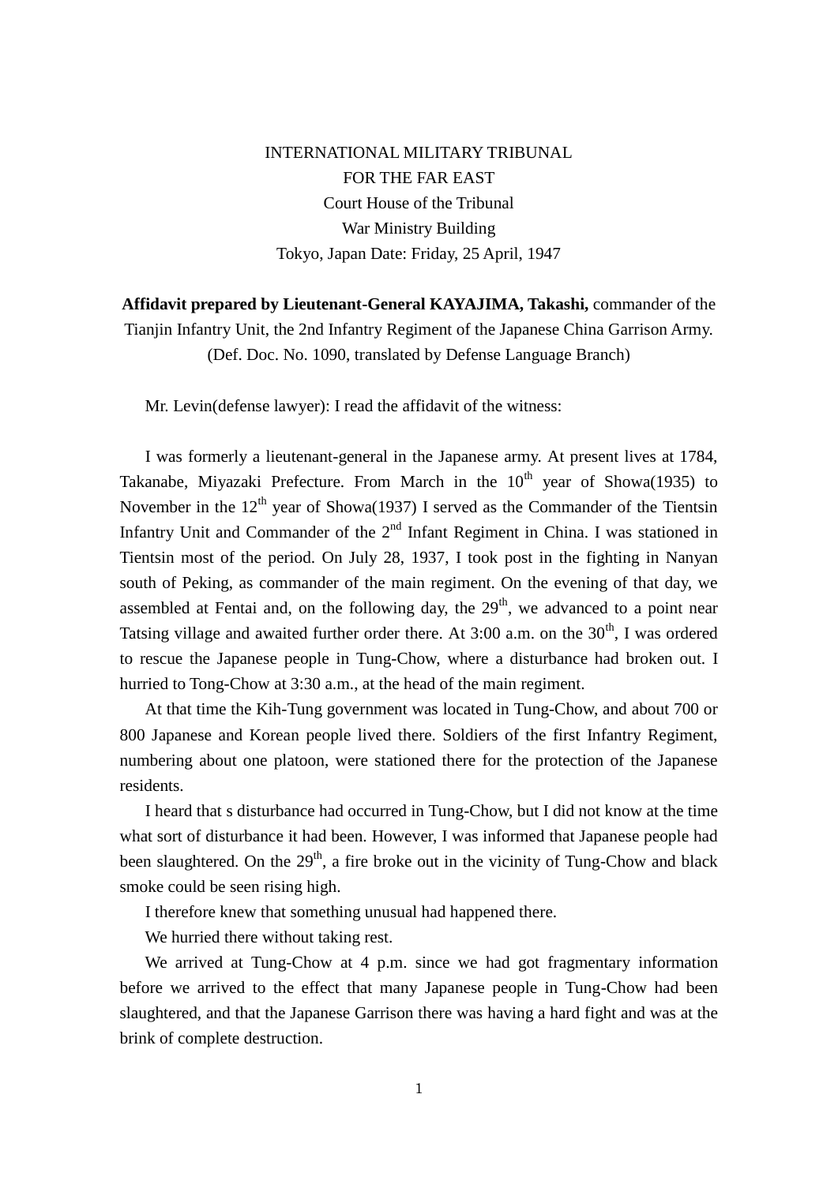INTERNATIONAL MILITARY TRIBUNAL
FOR THE FAR EAST
Court House of the Tribunal
War Ministry Building
Tokyo, Japan Date: Friday, 25 April, 1947

**Affidavit prepared by Lieutenant-General KAYAJIMA, Takashi,** commander of the Tianjin Infantry Unit, the 2nd Infantry Regiment of the Japanese China Garrison Army. (Def. Doc. No. 1090, translated by Defense Language Branch)

Mr. Levin(defense lawyer): I read the affidavit of the witness:

I was formerly a lieutenant-general in the Japanese army. At present lives at 1784, Takanabe, Miyazaki Prefecture. From March in the 10th year of Showa(1935) to November in the 12th year of Showa(1937) I served as the Commander of the Tientsin Infantry Unit and Commander of the 2nd Infant Regiment in China. I was stationed in Tientsin most of the period. On July 28, 1937, I took post in the fighting in Nanyan south of Peking, as commander of the main regiment. On the evening of that day, we assembled at Fentai and, on the following day, the 29th, we advanced to a point near Tatsing village and awaited further order there. At 3:00 a.m. on the 30th, I was ordered to rescue the Japanese people in Tung-Chow, where a disturbance had broken out. I hurried to Tong-Chow at 3:30 a.m., at the head of the main regiment.

At that time the Kih-Tung government was located in Tung-Chow, and about 700 or 800 Japanese and Korean people lived there. Soldiers of the first Infantry Regiment, numbering about one platoon, were stationed there for the protection of the Japanese residents.

I heard that s disturbance had occurred in Tung-Chow, but I did not know at the time what sort of disturbance it had been. However, I was informed that Japanese people had been slaughtered. On the 29th, a fire broke out in the vicinity of Tung-Chow and black smoke could be seen rising high.

I therefore knew that something unusual had happened there.

We hurried there without taking rest.

We arrived at Tung-Chow at 4 p.m. since we had got fragmentary information before we arrived to the effect that many Japanese people in Tung-Chow had been slaughtered, and that the Japanese Garrison there was having a hard fight and was at the brink of complete destruction.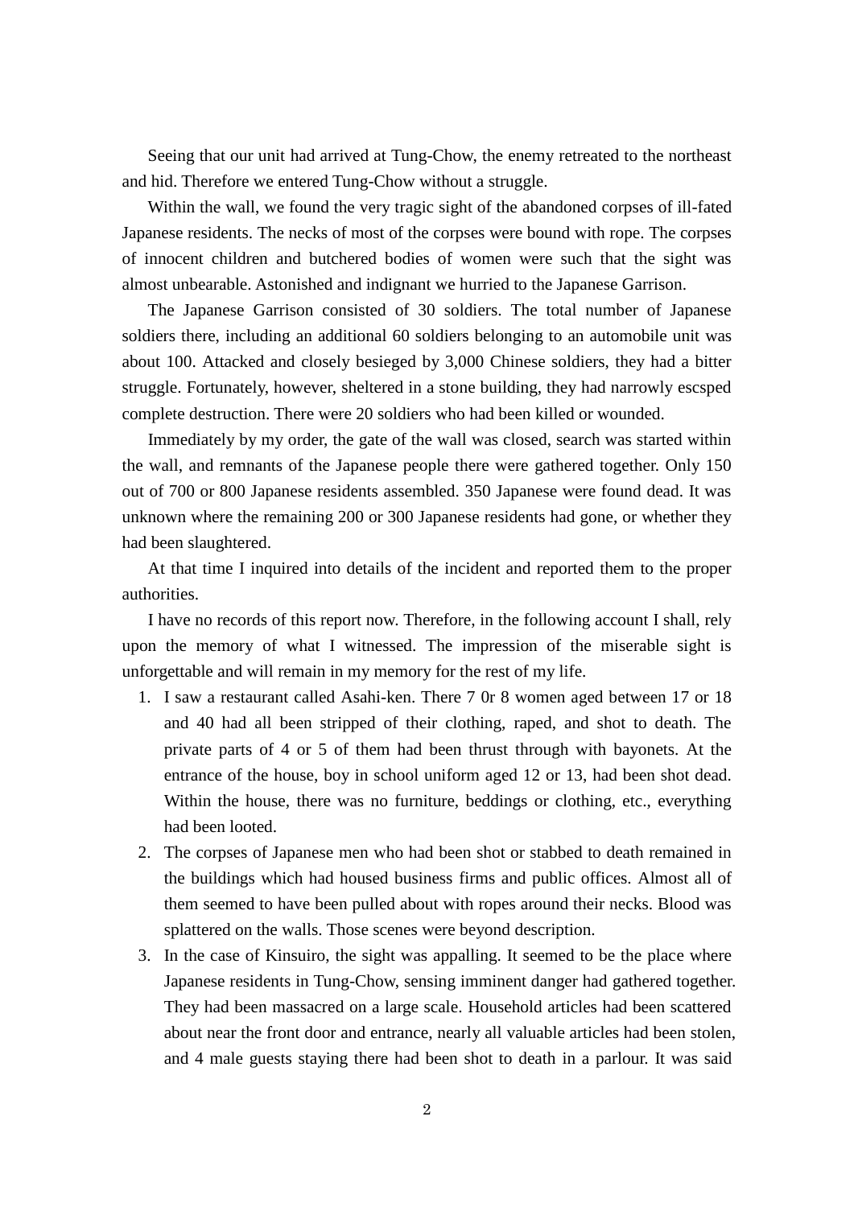Seeing that our unit had arrived at Tung-Chow, the enemy retreated to the northeast and hid. Therefore we entered Tung-Chow without a struggle.

Within the wall, we found the very tragic sight of the abandoned corpses of ill-fated Japanese residents. The necks of most of the corpses were bound with rope. The corpses of innocent children and butchered bodies of women were such that the sight was almost unbearable. Astonished and indignant we hurried to the Japanese Garrison.

The Japanese Garrison consisted of 30 soldiers. The total number of Japanese soldiers there, including an additional 60 soldiers belonging to an automobile unit was about 100. Attacked and closely besieged by 3,000 Chinese soldiers, they had a bitter struggle. Fortunately, however, sheltered in a stone building, they had narrowly escsped complete destruction. There were 20 soldiers who had been killed or wounded.

Immediately by my order, the gate of the wall was closed, search was started within the wall, and remnants of the Japanese people there were gathered together. Only 150 out of 700 or 800 Japanese residents assembled. 350 Japanese were found dead. It was unknown where the remaining 200 or 300 Japanese residents had gone, or whether they had been slaughtered.

At that time I inquired into details of the incident and reported them to the proper authorities.

I have no records of this report now. Therefore, in the following account I shall, rely upon the memory of what I witnessed. The impression of the miserable sight is unforgettable and will remain in my memory for the rest of my life.

1. I saw a restaurant called Asahi-ken. There 7 0r 8 women aged between 17 or 18 and 40 had all been stripped of their clothing, raped, and shot to death. The private parts of 4 or 5 of them had been thrust through with bayonets. At the entrance of the house, boy in school uniform aged 12 or 13, had been shot dead. Within the house, there was no furniture, beddings or clothing, etc., everything had been looted.
2. The corpses of Japanese men who had been shot or stabbed to death remained in the buildings which had housed business firms and public offices. Almost all of them seemed to have been pulled about with ropes around their necks. Blood was splattered on the walls. Those scenes were beyond description.
3. In the case of Kinsuiro, the sight was appalling. It seemed to be the place where Japanese residents in Tung-Chow, sensing imminent danger had gathered together. They had been massacred on a large scale. Household articles had been scattered about near the front door and entrance, nearly all valuable articles had been stolen, and 4 male guests staying there had been shot to death in a parlour. It was said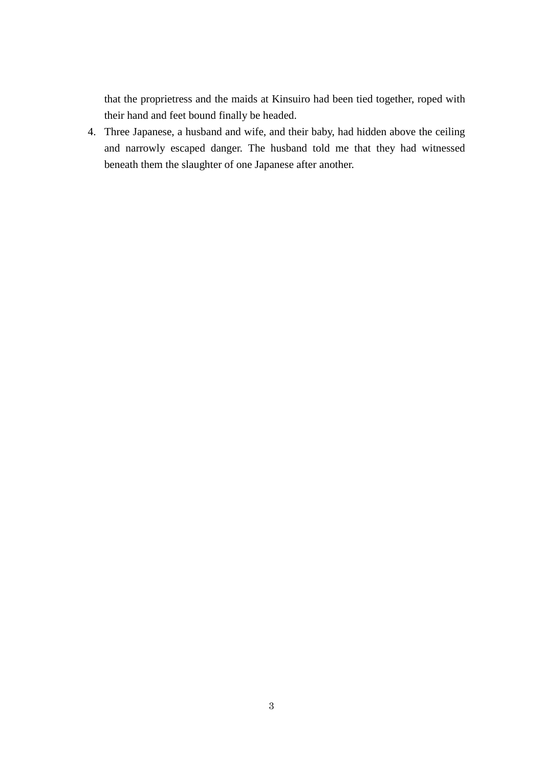that the proprietress and the maids at Kinsuiro had been tied together, roped with their hand and feet bound finally be headed.

4. Three Japanese, a husband and wife, and their baby, had hidden above the ceiling and narrowly escaped danger. The husband told me that they had witnessed beneath them the slaughter of one Japanese after another.